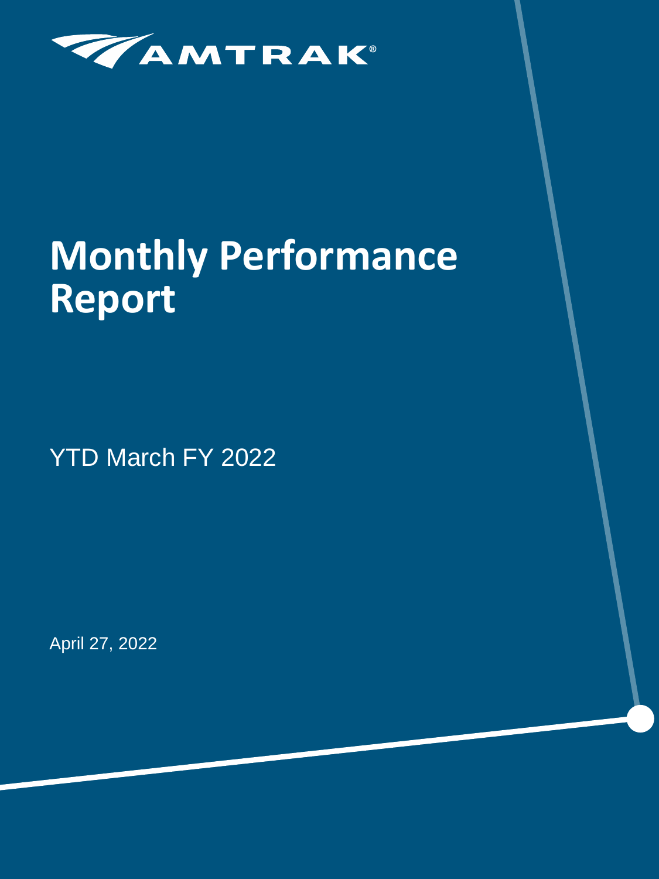AMTRAK®

# Monthly Performance Report

YTD March FY 2022

April 27, 2022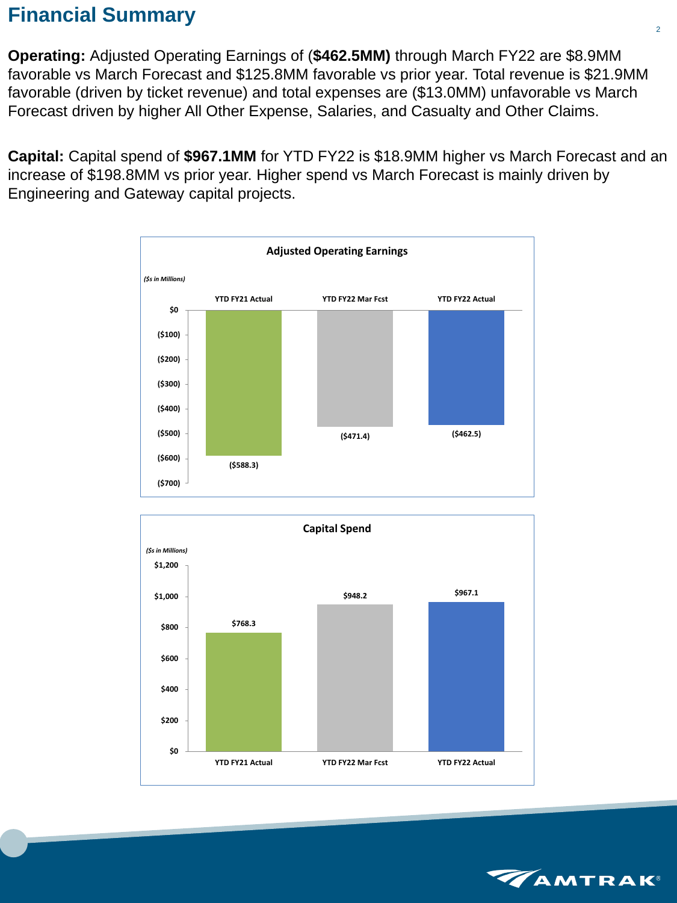# Financial Summary

**Operating:** Adjusted Operating Earnings of (**$462.5MM)** through March FY22 are $8.9MM favorable vs March Forecast and $125.8MM favorable vs prior year. Total revenue is $21.9MM favorable (driven by ticket revenue) and total expenses are ($13.0MM) unfavorable vs March Forecast driven by higher All Other Expense, Salaries, and Casualty and Other Claims.

**Capital:** Capital spend of **$967.1MM** for YTD FY22 is $18.9MM higher vs March Forecast and an increase of $198.8MM vs prior year. Higher spend vs March Forecast is mainly driven by Engineering and Gateway capital projects.

**Adjusted Operating Earnings**

*($s in Millions)*

| YTD FY21 Actual | YTD FY22 Mar Fcst | YTD FY22 Actual |
|---|---|---|
| ($588.3) | ($471.4) | ($462.5) |

**Capital Spend**

*($s in Millions)*

| YTD FY21 Actual | YTD FY22 Mar Fcst | YTD FY22 Actual |
|---|---|---|
| $768.3 | $948.2 | $967.1 |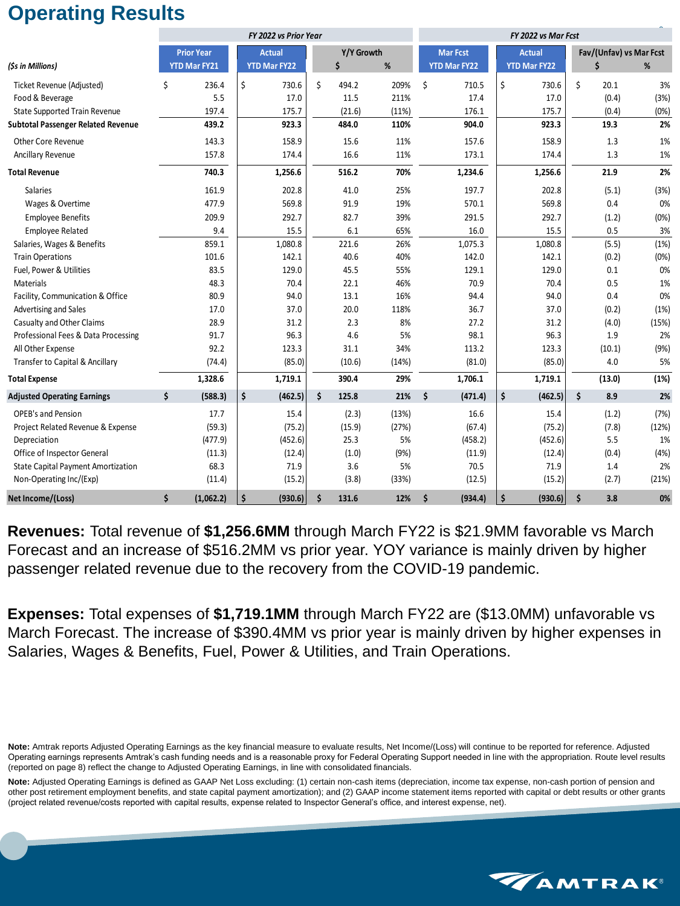# Operating Results

| ($s in Millions) | FY 2022 vs Prior Year | | | | FY 2022 vs Mar Fcst | | | |
|---|---|---|---|---|---|---|---|---|
| | Prior Year YTD Mar FY21 | Actual YTD Mar FY22 | Y/Y Growth $ | Y/Y Growth % | Mar Fcst YTD Mar FY22 | Actual YTD Mar FY22 | Fav/(Unfav) vs Mar Fcst $ | Fav/(Unfav) vs Mar Fcst % |
| Ticket Revenue (Adjusted) | $ 236.4 | $ 730.6 | $ 494.2 | 209% | $ 710.5 | $ 730.6 | $ 20.1 | 3% |
| Food & Beverage | 5.5 | 17.0 | 11.5 | 211% | 17.4 | 17.0 | (0.4) | (3%) |
| State Supported Train Revenue | 197.4 | 175.7 | (21.6) | (11%) | 176.1 | 175.7 | (0.4) | (0%) |
| **Subtotal Passenger Related Revenue** | **439.2** | **923.3** | **484.0** | **110%** | **904.0** | **923.3** | **19.3** | **2%** |
| Other Core Revenue | 143.3 | 158.9 | 15.6 | 11% | 157.6 | 158.9 | 1.3 | 1% |
| Ancillary Revenue | 157.8 | 174.4 | 16.6 | 11% | 173.1 | 174.4 | 1.3 | 1% |
| **Total Revenue** | **740.3** | **1,256.6** | **516.2** | **70%** | **1,234.6** | **1,256.6** | **21.9** | **2%** |
| Salaries | 161.9 | 202.8 | 41.0 | 25% | 197.7 | 202.8 | (5.1) | (3%) |
| Wages & Overtime | 477.9 | 569.8 | 91.9 | 19% | 570.1 | 569.8 | 0.4 | 0% |
| Employee Benefits | 209.9 | 292.7 | 82.7 | 39% | 291.5 | 292.7 | (1.2) | (0%) |
| Employee Related | 9.4 | 15.5 | 6.1 | 65% | 16.0 | 15.5 | 0.5 | 3% |
| Salaries, Wages & Benefits | 859.1 | 1,080.8 | 221.6 | 26% | 1,075.3 | 1,080.8 | (5.5) | (1%) |
| Train Operations | 101.6 | 142.1 | 40.6 | 40% | 142.0 | 142.1 | (0.2) | (0%) |
| Fuel, Power & Utilities | 83.5 | 129.0 | 45.5 | 55% | 129.1 | 129.0 | 0.1 | 0% |
| Materials | 48.3 | 70.4 | 22.1 | 46% | 70.9 | 70.4 | 0.5 | 1% |
| Facility, Communication & Office | 80.9 | 94.0 | 13.1 | 16% | 94.4 | 94.0 | 0.4 | 0% |
| Advertising and Sales | 17.0 | 37.0 | 20.0 | 118% | 36.7 | 37.0 | (0.2) | (1%) |
| Casualty and Other Claims | 28.9 | 31.2 | 2.3 | 8% | 27.2 | 31.2 | (4.0) | (15%) |
| Professional Fees & Data Processing | 91.7 | 96.3 | 4.6 | 5% | 98.1 | 96.3 | 1.9 | 2% |
| All Other Expense | 92.2 | 123.3 | 31.1 | 34% | 113.2 | 123.3 | (10.1) | (9%) |
| Transfer to Capital & Ancillary | (74.4) | (85.0) | (10.6) | (14%) | (81.0) | (85.0) | 4.0 | 5% |
| **Total Expense** | **1,328.6** | **1,719.1** | **390.4** | **29%** | **1,706.1** | **1,719.1** | **(13.0)** | **(1%)** |
| **Adjusted Operating Earnings** | **$ (588.3)** | **$ (462.5)** | **$ 125.8** | **21%** | **$ (471.4)** | **$ (462.5)** | **$ 8.9** | **2%** |
| OPEB's and Pension | 17.7 | 15.4 | (2.3) | (13%) | 16.6 | 15.4 | (1.2) | (7%) |
| Project Related Revenue & Expense | (59.3) | (75.2) | (15.9) | (27%) | (67.4) | (75.2) | (7.8) | (12%) |
| Depreciation | (477.9) | (452.6) | 25.3 | 5% | (458.2) | (452.6) | 5.5 | 1% |
| Office of Inspector General | (11.3) | (12.4) | (1.0) | (9%) | (11.9) | (12.4) | (0.4) | (4%) |
| State Capital Payment Amortization | 68.3 | 71.9 | 3.6 | 5% | 70.5 | 71.9 | 1.4 | 2% |
| Non-Operating Inc/(Exp) | (11.4) | (15.2) | (3.8) | (33%) | (12.5) | (15.2) | (2.7) | (21%) |
| **Net Income/(Loss)** | **$ (1,062.2)** | **$ (930.6)** | **$ 131.6** | **12%** | **$ (934.4)** | **$ (930.6)** | **$ 3.8** | **0%** |

**Revenues:** Total revenue of **$1,256.6MM** through March FY22 is $21.9MM favorable vs March Forecast and an increase of $516.2MM vs prior year. YOY variance is mainly driven by higher passenger related revenue due to the recovery from the COVID-19 pandemic.

**Expenses:** Total expenses of **$1,719.1MM** through March FY22 are ($13.0MM) unfavorable vs March Forecast. The increase of $390.4MM vs prior year is mainly driven by higher expenses in Salaries, Wages & Benefits, Fuel, Power & Utilities, and Train Operations.

**Note:** Amtrak reports Adjusted Operating Earnings as the key financial measure to evaluate results, Net Income/(Loss) will continue to be reported for reference. Adjusted Operating earnings represents Amtrak's cash funding needs and is a reasonable proxy for Federal Operating Support needed in line with the appropriation. Route level results (reported on page 8) reflect the change to Adjusted Operating Earnings, in line with consolidated financials.

**Note:** Adjusted Operating Earnings is defined as GAAP Net Loss excluding: (1) certain non-cash items (depreciation, income tax expense, non-cash portion of pension and other post retirement employment benefits, and state capital payment amortization); and (2) GAAP income statement items reported with capital or debt results or other grants (project related revenue/costs reported with capital results, expense related to Inspector General's office, and interest expense, net).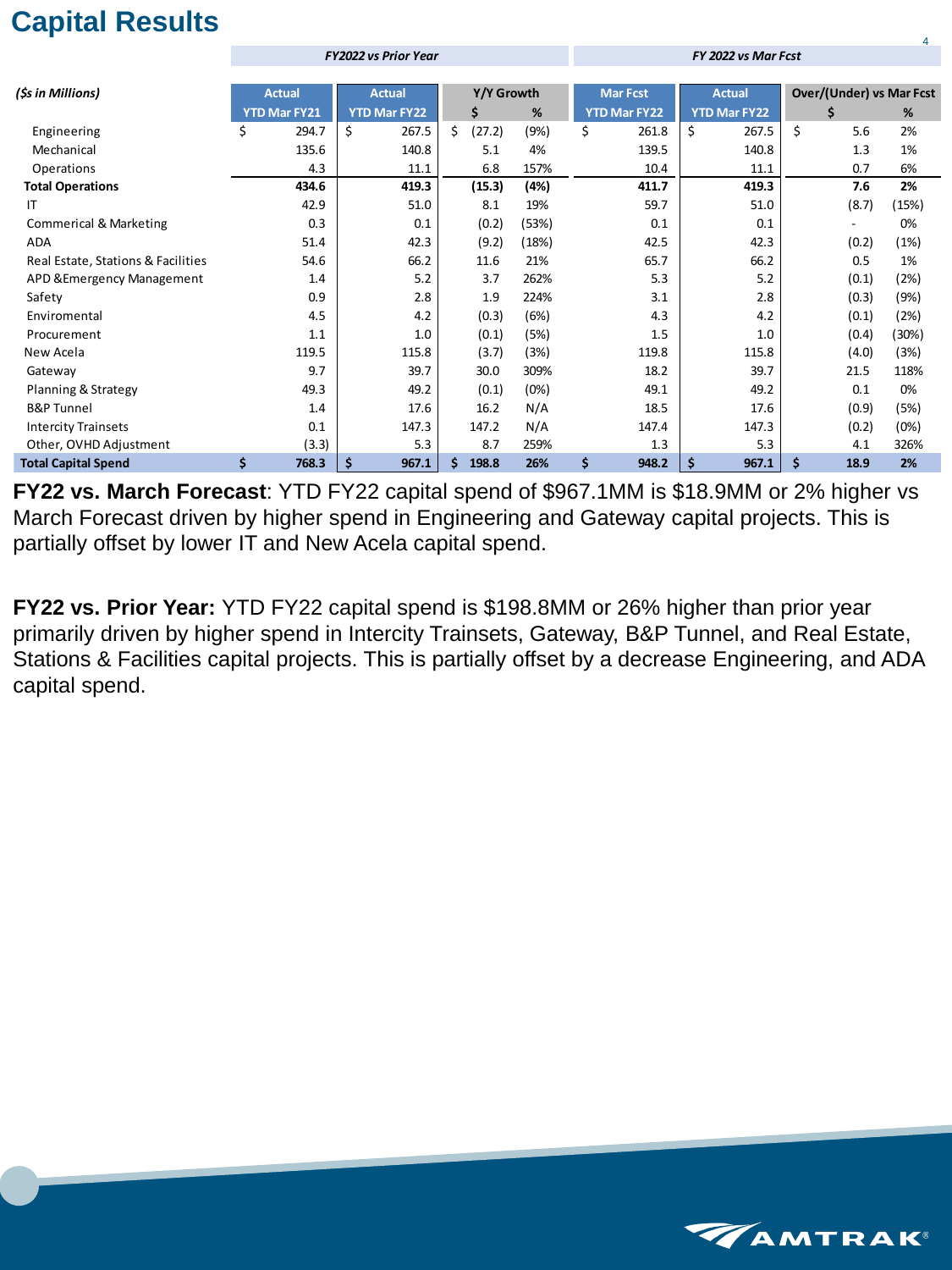# Capital Results

| ($s in Millions) | FY2022 vs Prior Year | | | | FY 2022 vs Mar Fcst | | | |
|---|---|---|---|---|---|---|---|---|
| | Actual | Actual | Y/Y Growth | | Mar Fcst | Actual | Over/(Under) vs Mar Fcst | |
| | YTD Mar FY21 | YTD Mar FY22 | $ | % | YTD Mar FY22 | YTD Mar FY22 | $ | % |
| Engineering | $ 294.7 | $ 267.5 | $ (27.2) | (9%) | $ 261.8 | $ 267.5 | $ 5.6 | 2% |
| Mechanical | 135.6 | 140.8 | 5.1 | 4% | 139.5 | 140.8 | 1.3 | 1% |
| Operations | 4.3 | 11.1 | 6.8 | 157% | 10.4 | 11.1 | 0.7 | 6% |
| **Total Operations** | **434.6** | **419.3** | **(15.3)** | **(4%)** | **411.7** | **419.3** | **7.6** | **2%** |
| IT | 42.9 | 51.0 | 8.1 | 19% | 59.7 | 51.0 | (8.7) | (15%) |
| Commerical & Marketing | 0.3 | 0.1 | (0.2) | (53%) | 0.1 | 0.1 | - | 0% |
| ADA | 51.4 | 42.3 | (9.2) | (18%) | 42.5 | 42.3 | (0.2) | (1%) |
| Real Estate, Stations & Facilities | 54.6 | 66.2 | 11.6 | 21% | 65.7 | 66.2 | 0.5 | 1% |
| APD &Emergency Management | 1.4 | 5.2 | 3.7 | 262% | 5.3 | 5.2 | (0.1) | (2%) |
| Safety | 0.9 | 2.8 | 1.9 | 224% | 3.1 | 2.8 | (0.3) | (9%) |
| Enviromental | 4.5 | 4.2 | (0.3) | (6%) | 4.3 | 4.2 | (0.1) | (2%) |
| Procurement | 1.1 | 1.0 | (0.1) | (5%) | 1.5 | 1.0 | (0.4) | (30%) |
| New Acela | 119.5 | 115.8 | (3.7) | (3%) | 119.8 | 115.8 | (4.0) | (3%) |
| Gateway | 9.7 | 39.7 | 30.0 | 309% | 18.2 | 39.7 | 21.5 | 118% |
| Planning & Strategy | 49.3 | 49.2 | (0.1) | (0%) | 49.1 | 49.2 | 0.1 | 0% |
| B&P Tunnel | 1.4 | 17.6 | 16.2 | N/A | 18.5 | 17.6 | (0.9) | (5%) |
| Intercity Trainsets | 0.1 | 147.3 | 147.2 | N/A | 147.4 | 147.3 | (0.2) | (0%) |
| Other, OVHD Adjustment | (3.3) | 5.3 | 8.7 | 259% | 1.3 | 5.3 | 4.1 | 326% |
| **Total Capital Spend** | **$ 768.3** | **$ 967.1** | **$ 198.8** | **26%** | **$ 948.2** | **$ 967.1** | **$ 18.9** | **2%** |

**FY22 vs. March Forecast**: YTD FY22 capital spend of $967.1MM is $18.9MM or 2% higher vs March Forecast driven by higher spend in Engineering and Gateway capital projects. This is partially offset by lower IT and New Acela capital spend.

**FY22 vs. Prior Year:** YTD FY22 capital spend is $198.8MM or 26% higher than prior year primarily driven by higher spend in Intercity Trainsets, Gateway, B&P Tunnel, and Real Estate, Stations & Facilities capital projects. This is partially offset by a decrease Engineering, and ADA capital spend.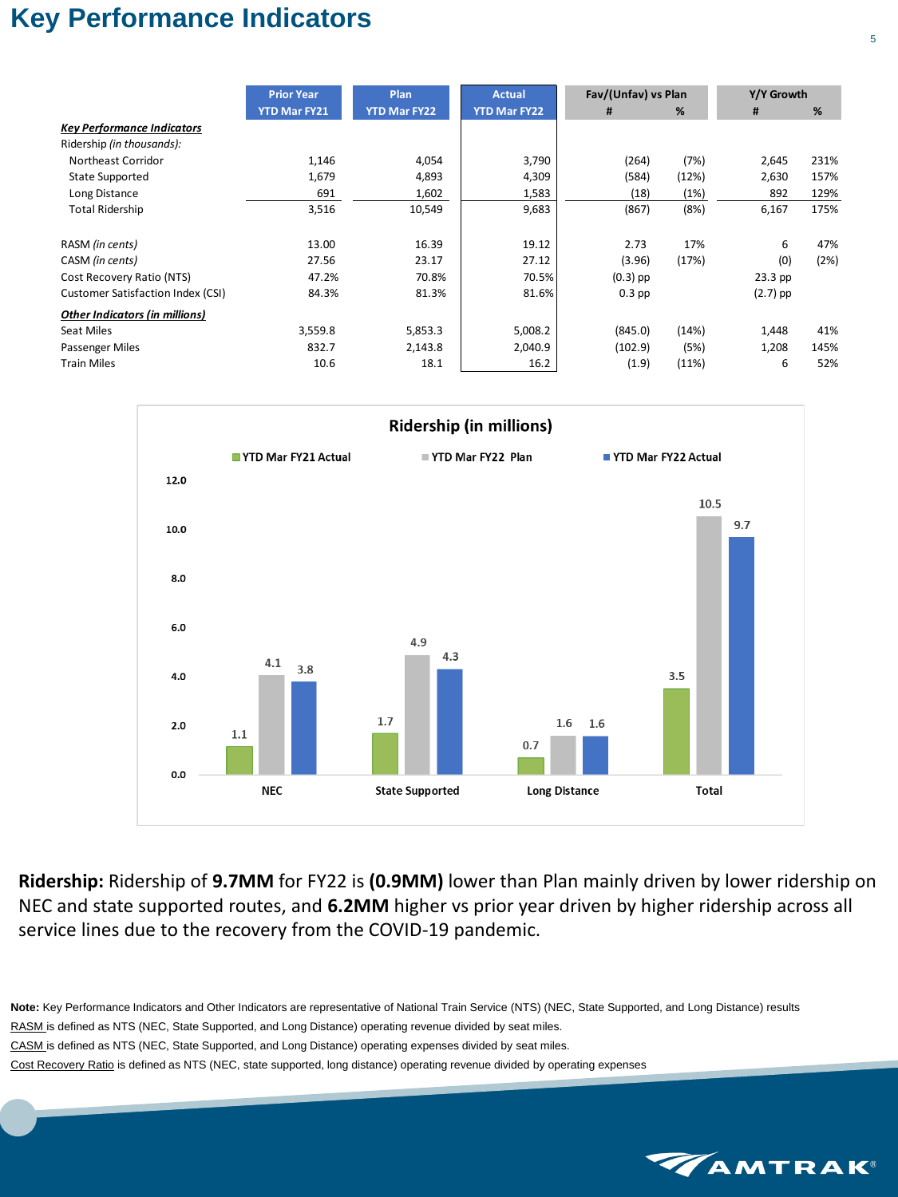# Key Performance Indicators

| | Prior Year YTD Mar FY21 | Plan YTD Mar FY22 | Actual YTD Mar FY22 | Fav/(Unfav) vs Plan # | Fav/(Unfav) vs Plan % | Y/Y Growth # | Y/Y Growth % |
|---|---|---|---|---|---|---|---|
| ***Key Performance Indicators*** | | | | | | | |
| Ridership *(in thousands)*: | | | | | | | |
| Northeast Corridor | 1,146 | 4,054 | 3,790 | (264) | (7%) | 2,645 | 231% |
| State Supported | 1,679 | 4,893 | 4,309 | (584) | (12%) | 2,630 | 157% |
| Long Distance | 691 | 1,602 | 1,583 | (18) | (1%) | 892 | 129% |
| Total Ridership | 3,516 | 10,549 | 9,683 | (867) | (8%) | 6,167 | 175% |
| | | | | | | | |
| RASM *(in cents)* | 13.00 | 16.39 | 19.12 | 2.73 | 17% | 6 | 47% |
| CASM *(in cents)* | 27.56 | 23.17 | 27.12 | (3.96) | (17%) | (0) | (2%) |
| Cost Recovery Ratio (NTS) | 47.2% | 70.8% | 70.5% | (0.3) pp | | 23.3 pp | |
| Customer Satisfaction Index (CSI) | 84.3% | 81.3% | 81.6% | 0.3 pp | | (2.7) pp | |
| ***Other Indicators (in millions)*** | | | | | | | |
| Seat Miles | 3,559.8 | 5,853.3 | 5,008.2 | (845.0) | (14%) | 1,448 | 41% |
| Passenger Miles | 832.7 | 2,143.8 | 2,040.9 | (102.9) | (5%) | 1,208 | 145% |
| Train Miles | 10.6 | 18.1 | 16.2 | (1.9) | (11%) | 6 | 52% |

**Ridership (in millions)**

| | YTD Mar FY21 Actual | YTD Mar FY22 Plan | YTD Mar FY22 Actual |
|---|---|---|---|
| NEC | 1.1 | 4.1 | 3.8 |
| State Supported | 1.7 | 4.9 | 4.3 |
| Long Distance | 0.7 | 1.6 | 1.6 |
| Total | 3.5 | 10.5 | 9.7 |

**Ridership:** Ridership of **9.7MM** for FY22 is **(0.9MM)** lower than Plan mainly driven by lower ridership on NEC and state supported routes, and **6.2MM** higher vs prior year driven by higher ridership across all service lines due to the recovery from the COVID-19 pandemic.

**Note:** Key Performance Indicators and Other Indicators are representative of National Train Service (NTS) (NEC, State Supported, and Long Distance) results

RASM is defined as NTS (NEC, State Supported, and Long Distance) operating revenue divided by seat miles.

CASM is defined as NTS (NEC, State Supported, and Long Distance) operating expenses divided by seat miles.

Cost Recovery Ratio is defined as NTS (NEC, state supported, long distance) operating revenue divided by operating expenses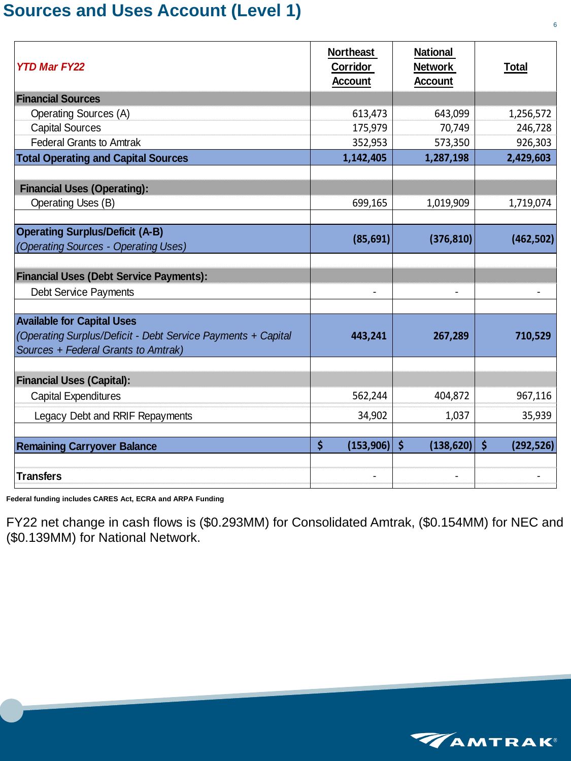# Sources and Uses Account (Level 1)

| *YTD Mar FY22* | Northeast Corridor Account | National Network Account | Total |
|---|---|---|---|
| **Financial Sources** | | | |
| Operating Sources (A) | 613,473 | 643,099 | 1,256,572 |
| Capital Sources | 175,979 | 70,749 | 246,728 |
| Federal Grants to Amtrak | 352,953 | 573,350 | 926,303 |
| **Total Operating and Capital Sources** | **1,142,405** | **1,287,198** | **2,429,603** |
| | | | |
| **Financial Uses (Operating):** | | | |
| Operating Uses (B) | 699,165 | 1,019,909 | 1,719,074 |
| | | | |
| **Operating Surplus/Deficit (A-B)** *(Operating Sources - Operating Uses)* | **(85,691)** | **(376,810)** | **(462,502)** |
| | | | |
| **Financial Uses (Debt Service Payments):** | | | |
| Debt Service Payments | - | - | - |
| | | | |
| **Available for Capital Uses** *(Operating Surplus/Deficit - Debt Service Payments + Capital Sources + Federal Grants to Amtrak)* | **443,241** | **267,289** | **710,529** |
| | | | |
| **Financial Uses (Capital):** | | | |
| Capital Expenditures | 562,244 | 404,872 | 967,116 |
| Legacy Debt and RRIF Repayments | 34,902 | 1,037 | 35,939 |
| | | | |
| **Remaining Carryover Balance** | **$ (153,906)** | **$ (138,620)** | **$ (292,526)** |
| | | | |
| **Transfers** | - | - | - |

**Federal funding includes CARES Act, ECRA and ARPA Funding**

FY22 net change in cash flows is ($0.293MM) for Consolidated Amtrak, ($0.154MM) for NEC and ($0.139MM) for National Network.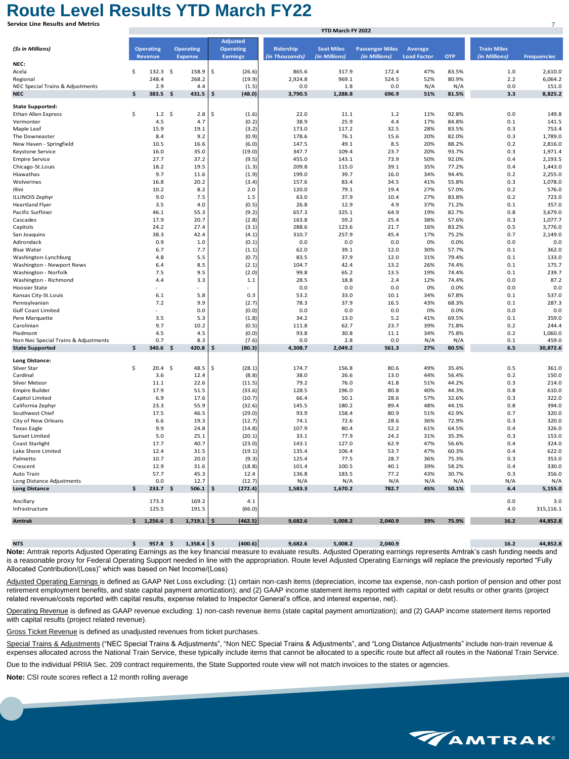# Route Level Results YTD March FY22

**Service Line Results and Metrics**

| ($s in Millions) | Operating Revenue | Operating Expense | Adjusted Operating Earnings | Ridership (in Thousands) | Seat Miles (in Millions) | Passenger Miles (in Millions) | Average Load Factor | OTP | Train Miles (in Millions) | Frequencies |
|---|---|---|---|---|---|---|---|---|---|---|
| | YTD March FY 2022 | | | | | | | | | |
| **NEC:** | | | | | | | | | | |
| Acela | $ 132.3 | $ 158.9 | $ (26.6) | 865.6 | 317.9 | 172.4 | 47% | 83.5% | 1.0 | 2,610.0 |
| Regional | 248.4 | 268.2 | (19.9) | 2,924.8 | 969.1 | 524.5 | 52% | 80.9% | 2.2 | 6,064.2 |
| NEC Special Trains & Adjustments | 2.9 | 4.4 | (1.5) | 0.0 | 1.8 | 0.0 | N/A | N/A | 0.0 | 151.0 |
| **NEC** | **$ 383.5** | **$ 431.5** | **$ (48.0)** | **3,790.5** | **1,288.8** | **696.9** | **51%** | **81.5%** | **3.3** | **8,825.2** |
| **State Supported:** | | | | | | | | | | |
| Ethan Allen Express | $ 1.2 | $ 2.8 | $ (1.6) | 22.0 | 11.1 | 1.2 | 11% | 92.8% | 0.0 | 149.8 |
| Vermonter | 4.5 | 4.7 | (0.2) | 38.9 | 25.9 | 4.4 | 17% | 84.8% | 0.1 | 141.5 |
| Maple Leaf | 15.9 | 19.1 | (3.2) | 173.0 | 117.2 | 32.5 | 28% | 83.5% | 0.3 | 753.4 |
| The Downeaster | 8.4 | 9.2 | (0.9) | 178.6 | 76.1 | 15.6 | 20% | 82.0% | 0.3 | 1,789.0 |
| New Haven - Springfield | 10.5 | 16.6 | (6.0) | 147.5 | 49.1 | 8.5 | 20% | 88.2% | 0.2 | 2,816.0 |
| Keystone Service | 16.0 | 35.0 | (19.0) | 347.7 | 109.4 | 23.7 | 20% | 93.7% | 0.3 | 1,971.4 |
| Empire Service | 27.7 | 37.2 | (9.5) | 455.0 | 143.1 | 73.9 | 50% | 92.0% | 0.4 | 2,193.5 |
| Chicago-St.Louis | 18.2 | 19.5 | (1.3) | 209.8 | 115.0 | 39.1 | 35% | 77.2% | 0.4 | 1,443.0 |
| Hiawathas | 9.7 | 11.6 | (1.9) | 199.0 | 39.7 | 16.0 | 34% | 94.4% | 0.2 | 2,255.0 |
| Wolverines | 16.8 | 20.2 | (3.4) | 157.6 | 83.4 | 34.5 | 41% | 55.8% | 0.3 | 1,078.0 |
| Illini | 10.2 | 8.2 | 2.0 | 120.0 | 79.1 | 19.4 | 27% | 57.0% | 0.2 | 576.0 |
| ILLINOIS Zephyr | 9.0 | 7.5 | 1.5 | 63.0 | 37.9 | 10.4 | 27% | 83.8% | 0.2 | 723.0 |
| Heartland Flyer | 3.5 | 4.0 | (0.5) | 26.8 | 12.9 | 4.9 | 37% | 71.2% | 0.1 | 357.0 |
| Pacific Surfliner | 46.1 | 55.3 | (9.2) | 657.3 | 325.1 | 64.9 | 19% | 82.7% | 0.8 | 3,679.0 |
| Cascades | 17.9 | 20.7 | (2.8) | 163.8 | 59.2 | 25.4 | 38% | 57.6% | 0.3 | 1,077.7 |
| Capitols | 24.2 | 27.4 | (3.1) | 288.6 | 123.6 | 21.7 | 16% | 83.2% | 0.5 | 3,776.0 |
| San Joaquins | 38.3 | 42.4 | (4.1) | 310.7 | 257.9 | 45.4 | 17% | 75.2% | 0.7 | 2,149.0 |
| Adirondack | 0.9 | 1.0 | (0.1) | 0.0 | 0.0 | 0.0 | 0% | 0.0% | 0.0 | 0.0 |
| Blue Water | 6.7 | 7.7 | (1.1) | 62.0 | 39.1 | 12.0 | 30% | 57.7% | 0.1 | 362.0 |
| Washington-Lynchburg | 4.8 | 5.5 | (0.7) | 83.5 | 37.9 | 12.0 | 31% | 79.4% | 0.1 | 133.0 |
| Washington - Newport News | 6.4 | 8.5 | (2.1) | 104.7 | 42.4 | 13.2 | 26% | 74.4% | 0.1 | 175.7 |
| Washington - Norfolk | 7.5 | 9.5 | (2.0) | 99.8 | 65.2 | 13.5 | 19% | 74.4% | 0.1 | 239.7 |
| Washington - Richmond | 4.4 | 3.3 | 1.1 | 28.5 | 18.8 | 2.4 | 12% | 74.4% | 0.0 | 87.2 |
| Hoosier State | - | - | - | 0.0 | 0.0 | 0.0 | 0% | 0.0% | 0.0 | 0.0 |
| Kansas City-St.Louis | 6.1 | 5.8 | 0.3 | 53.2 | 33.0 | 10.1 | 34% | 67.8% | 0.1 | 537.0 |
| Pennsylvanian | 7.2 | 9.9 | (2.7) | 78.3 | 37.9 | 16.5 | 43% | 68.3% | 0.1 | 287.3 |
| Gulf Coast Limited | - | 0.0 | (0.0) | 0.0 | 0.0 | 0.0 | 0% | 0.0% | 0.0 | 0.0 |
| Pere Marquette | 3.5 | 5.3 | (1.8) | 34.2 | 13.0 | 5.2 | 41% | 69.5% | 0.1 | 359.0 |
| Carolinian | 9.7 | 10.2 | (0.5) | 111.8 | 62.7 | 23.7 | 39% | 71.8% | 0.2 | 244.4 |
| Piedmont | 4.5 | 4.5 | (0.0) | 93.8 | 30.8 | 11.1 | 34% | 75.8% | 0.2 | 1,060.0 |
| Non Nec Special Trains & Adjustments | 0.7 | 8.3 | (7.6) | 0.0 | 2.8 | 0.0 | N/A | N/A | 0.1 | 459.0 |
| **State Supported** | **$ 340.6** | **$ 420.8** | **$ (80.3)** | **4,308.7** | **2,049.2** | **561.3** | **27%** | **80.5%** | **6.5** | **30,872.6** |
| **Long Distance:** | | | | | | | | | | |
| Silver Star | $ 20.4 | $ 48.5 | $ (28.1) | 174.7 | 156.8 | 80.6 | 49% | 35.4% | 0.5 | 361.0 |
| Cardinal | 3.6 | 12.4 | (8.8) | 38.0 | 26.6 | 13.0 | 44% | 56.4% | 0.2 | 150.0 |
| Silver Meteor | 11.1 | 22.6 | (11.5) | 79.2 | 76.0 | 41.8 | 51% | 44.2% | 0.3 | 214.0 |
| Empire Builder | 17.9 | 51.5 | (33.6) | 128.5 | 196.0 | 80.8 | 40% | 44.3% | 0.8 | 610.0 |
| Capitol Limited | 6.9 | 17.6 | (10.7) | 66.4 | 50.1 | 28.6 | 57% | 32.6% | 0.3 | 322.0 |
| California Zephyr | 23.3 | 55.9 | (32.6) | 145.5 | 180.2 | 89.4 | 48% | 44.1% | 0.8 | 394.0 |
| Southwest Chief | 17.5 | 46.5 | (29.0) | 93.9 | 158.4 | 80.9 | 51% | 42.9% | 0.7 | 320.0 |
| City of New Orleans | 6.6 | 19.3 | (12.7) | 74.1 | 72.6 | 28.6 | 36% | 72.9% | 0.3 | 320.0 |
| Texas Eagle | 9.9 | 24.8 | (14.8) | 107.9 | 80.4 | 52.2 | 61% | 64.5% | 0.4 | 326.0 |
| Sunset Limited | 5.0 | 25.1 | (20.1) | 33.1 | 77.9 | 24.2 | 31% | 35.3% | 0.3 | 153.0 |
| Coast Starlight | 17.7 | 40.7 | (23.0) | 143.1 | 127.0 | 62.9 | 47% | 56.6% | 0.4 | 324.0 |
| Lake Shore Limited | 12.4 | 31.5 | (19.1) | 135.4 | 106.4 | 53.7 | 47% | 60.3% | 0.4 | 622.0 |
| Palmetto | 10.7 | 20.0 | (9.3) | 125.4 | 77.5 | 28.7 | 36% | 75.3% | 0.3 | 353.0 |
| Crescent | 12.9 | 31.6 | (18.8) | 101.4 | 100.5 | 40.1 | 39% | 58.2% | 0.4 | 330.0 |
| Auto Train | 57.7 | 45.3 | 12.4 | 136.8 | 183.5 | 77.2 | 43% | 30.7% | 0.3 | 356.0 |
| Long Distance Adjustments | 0.0 | 12.7 | (12.7) | N/A | N/A | N/A | N/A | N/A | N/A | N/A |
| **Long Distance** | **$ 233.7** | **$ 506.1** | **$ (272.4)** | **1,583.3** | **1,670.2** | **782.7** | **45%** | **50.1%** | **6.4** | **5,155.0** |
| Ancillary | 173.3 | 169.2 | 4.1 | | | | | | 0.0 | 3.0 |
| Infrastructure | 125.5 | 191.5 | (66.0) | | | | | | 4.0 | 315,116.1 |
| **Amtrak** | **$ 1,256.6** | **$ 1,719.1** | **$ (462.5)** | **9,682.6** | **5,008.2** | **2,040.9** | **39%** | **75.9%** | **16.2** | **44,852.8** |
| **NTS** | **$ 957.8** | **$ 1,358.4** | **$ (400.6)** | **9,682.6** | **5,008.2** | **2,040.9** | | | **16.2** | **44,852.8** |

**Note:** Amtrak reports Adjusted Operating Earnings as the key financial measure to evaluate results. Adjusted Operating earnings represents Amtrak's cash funding needs and is a reasonable proxy for Federal Operating Support needed in line with the appropriation. Route level Adjusted Operating Earnings will replace the previously reported "Fully Allocated Contribution/(Loss)" which was based on Net Income/(Loss)

Adjusted Operating Earnings is defined as GAAP Net Loss excluding: (1) certain non-cash items (depreciation, income tax expense, non-cash portion of pension and other post retirement employment benefits, and state capital payment amortization); and (2) GAAP income statement items reported with capital or debt results or other grants (project related revenue/costs reported with capital results, expense related to Inspector General's office, and interest expense, net).

Operating Revenue is defined as GAAP revenue excluding: 1) non-cash revenue items (state capital payment amortization); and (2) GAAP income statement items reported with capital results (project related revenue).

Gross Ticket Revenue is defined as unadjusted revenues from ticket purchases.

Special Trains & Adjustments ("NEC Special Trains & Adjustments", "Non NEC Special Trains & Adjustments", and "Long Distance Adjustments" include non-train revenue & expenses allocated across the National Train Service, these typically include items that cannot be allocated to a specific route but affect all routes in the National Train Service.

Due to the individual PRIIA Sec. 209 contract requirements, the State Supported route view will not match invoices to the states or agencies.

**Note:** CSI route scores reflect a 12 month rolling average